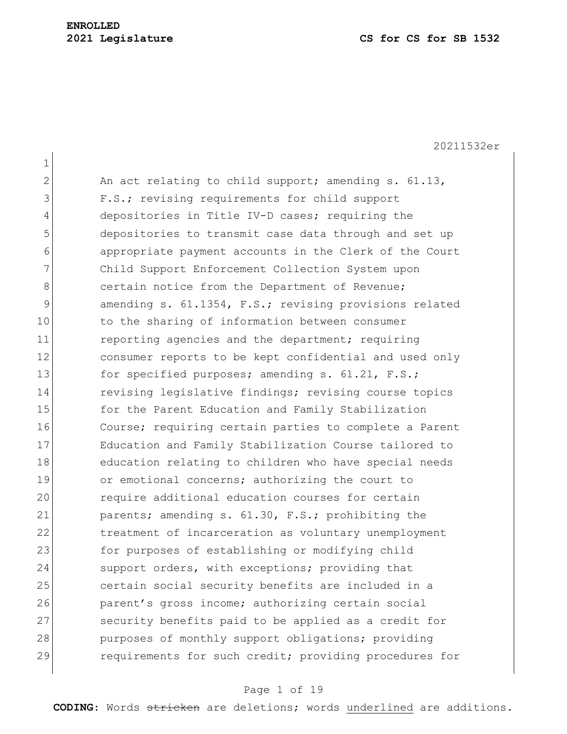**ENROLLED**
**2021 Legislature** **CS for CS for SB 1532**

20211532er

An act relating to child support; amending s. 61.13, F.S.; revising requirements for child support depositories in Title IV-D cases; requiring the depositories to transmit case data through and set up appropriate payment accounts in the Clerk of the Court Child Support Enforcement Collection System upon certain notice from the Department of Revenue; amending s. 61.1354, F.S.; revising provisions related to the sharing of information between consumer reporting agencies and the department; requiring consumer reports to be kept confidential and used only for specified purposes; amending s. 61.21, F.S.; revising legislative findings; revising course topics for the Parent Education and Family Stabilization Course; requiring certain parties to complete a Parent Education and Family Stabilization Course tailored to education relating to children who have special needs or emotional concerns; authorizing the court to require additional education courses for certain parents; amending s. 61.30, F.S.; prohibiting the treatment of incarceration as voluntary unemployment for purposes of establishing or modifying child support orders, with exceptions; providing that certain social security benefits are included in a parent's gross income; authorizing certain social security benefits paid to be applied as a credit for purposes of monthly support obligations; providing requirements for such credit; providing procedures for

**CODING:** Words ~~stricken~~ are deletions; words <u>underlined</u> are additions.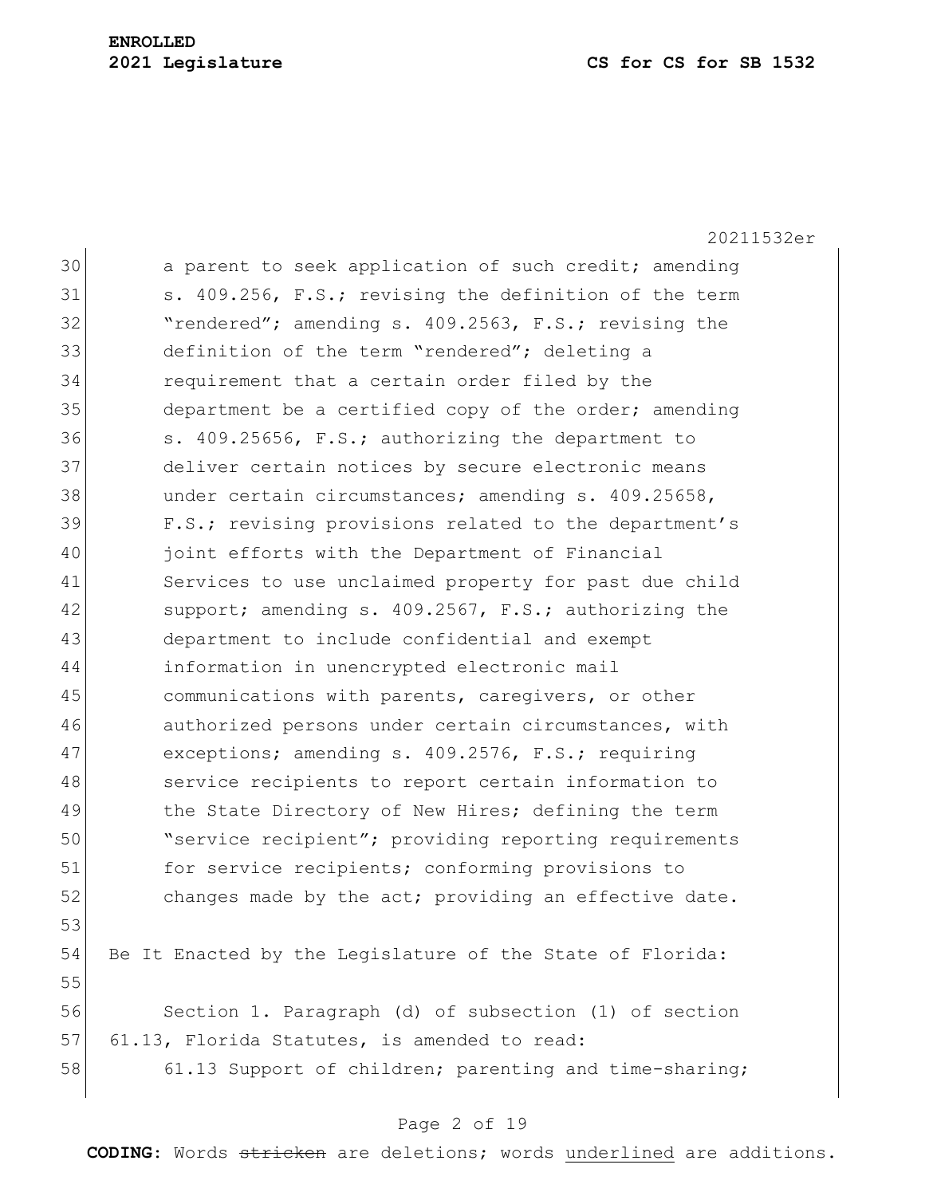a parent to seek application of such credit; amending s. 409.256, F.S.; revising the definition of the term "rendered"; amending s. 409.2563, F.S.; revising the definition of the term "rendered"; deleting a requirement that a certain order filed by the department be a certified copy of the order; amending s. 409.25656, F.S.; authorizing the department to deliver certain notices by secure electronic means under certain circumstances; amending s. 409.25658, F.S.; revising provisions related to the department's joint efforts with the Department of Financial Services to use unclaimed property for past due child support; amending s. 409.2567, F.S.; authorizing the department to include confidential and exempt information in unencrypted electronic mail communications with parents, caregivers, or other authorized persons under certain circumstances, with exceptions; amending s. 409.2576, F.S.; requiring service recipients to report certain information to the State Directory of New Hires; defining the term "service recipient"; providing reporting requirements for service recipients; conforming provisions to changes made by the act; providing an effective date.

Be It Enacted by the Legislature of the State of Florida:

Section 1. Paragraph (d) of subsection (1) of section 61.13, Florida Statutes, is amended to read:

61.13 Support of children; parenting and time-sharing;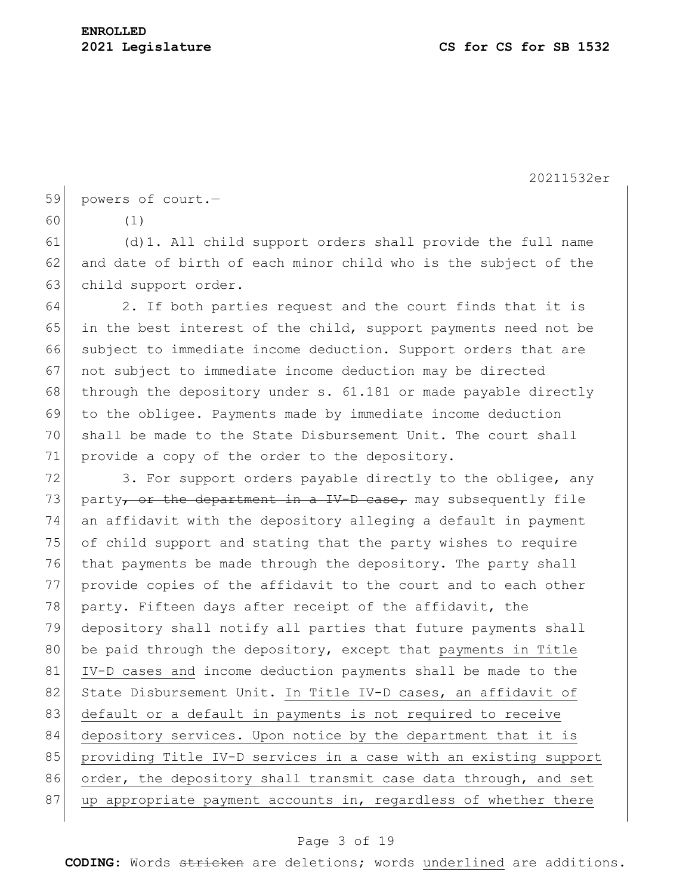powers of court.—

(1)

(d)1. All child support orders shall provide the full name and date of birth of each minor child who is the subject of the child support order.

2. If both parties request and the court finds that it is in the best interest of the child, support payments need not be subject to immediate income deduction. Support orders that are not subject to immediate income deduction may be directed through the depository under s. 61.181 or made payable directly to the obligee. Payments made by immediate income deduction shall be made to the State Disbursement Unit. The court shall provide a copy of the order to the depository.

3. For support orders payable directly to the obligee, any party~~, or the department in a IV-D case,~~ may subsequently file an affidavit with the depository alleging a default in payment of child support and stating that the party wishes to require that payments be made through the depository. The party shall provide copies of the affidavit to the court and to each other party. Fifteen days after receipt of the affidavit, the depository shall notify all parties that future payments shall be paid through the depository, except that <u>payments in Title IV-D cases and</u> income deduction payments shall be made to the State Disbursement Unit. <u>In Title IV-D cases, an affidavit of default or a default in payments is not required to receive depository services. Upon notice by the department that it is providing Title IV-D services in a case with an existing support order, the depository shall transmit case data through, and set up appropriate payment accounts in, regardless of whether there</u>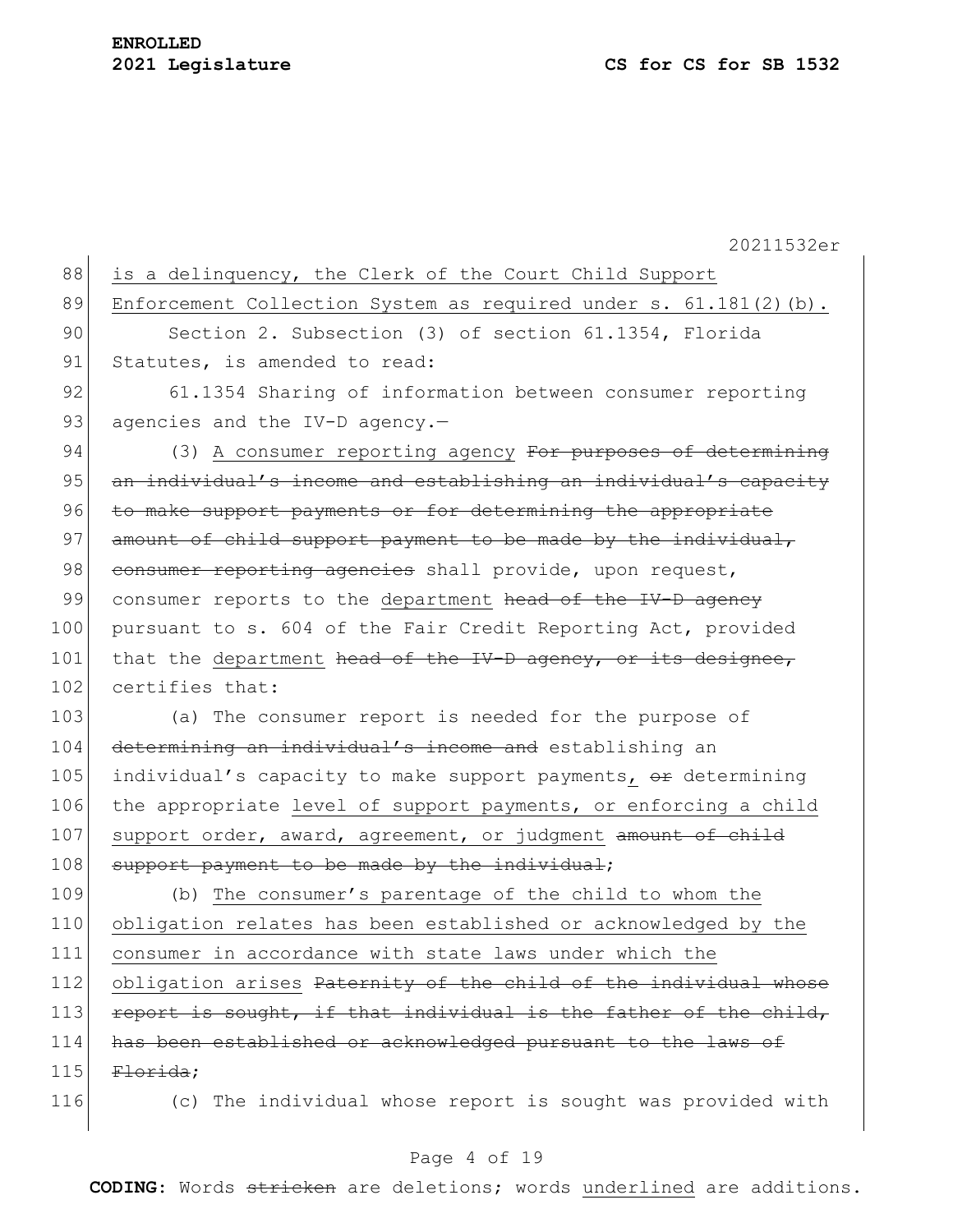is a delinquency, the Clerk of the Court Child Support Enforcement Collection System as required under s. 61.181(2)(b).

Section 2. Subsection (3) of section 61.1354, Florida Statutes, is amended to read:

61.1354 Sharing of information between consumer reporting agencies and the IV-D agency.—

(3) A consumer reporting agency ~~For purposes of determining an individual's income and establishing an individual's capacity to make support payments or for determining the appropriate amount of child support payment to be made by the individual, consumer reporting agencies~~ shall provide, upon request, consumer reports to the department ~~head of the IV-D agency~~ pursuant to s. 604 of the Fair Credit Reporting Act, provided that the department ~~head of the IV-D agency, or its designee,~~ certifies that:

(a) The consumer report is needed for the purpose of ~~determining an individual's income and~~ establishing an individual's capacity to make support payments, ~~or~~ determining the appropriate level of support payments, or enforcing a child support order, award, agreement, or judgment ~~amount of child support payment to be made by the individual~~;

(b) The consumer's parentage of the child to whom the obligation relates has been established or acknowledged by the consumer in accordance with state laws under which the obligation arises ~~Paternity of the child of the individual whose report is sought, if that individual is the father of the child, has been established or acknowledged pursuant to the laws of Florida~~;

(c) The individual whose report is sought was provided with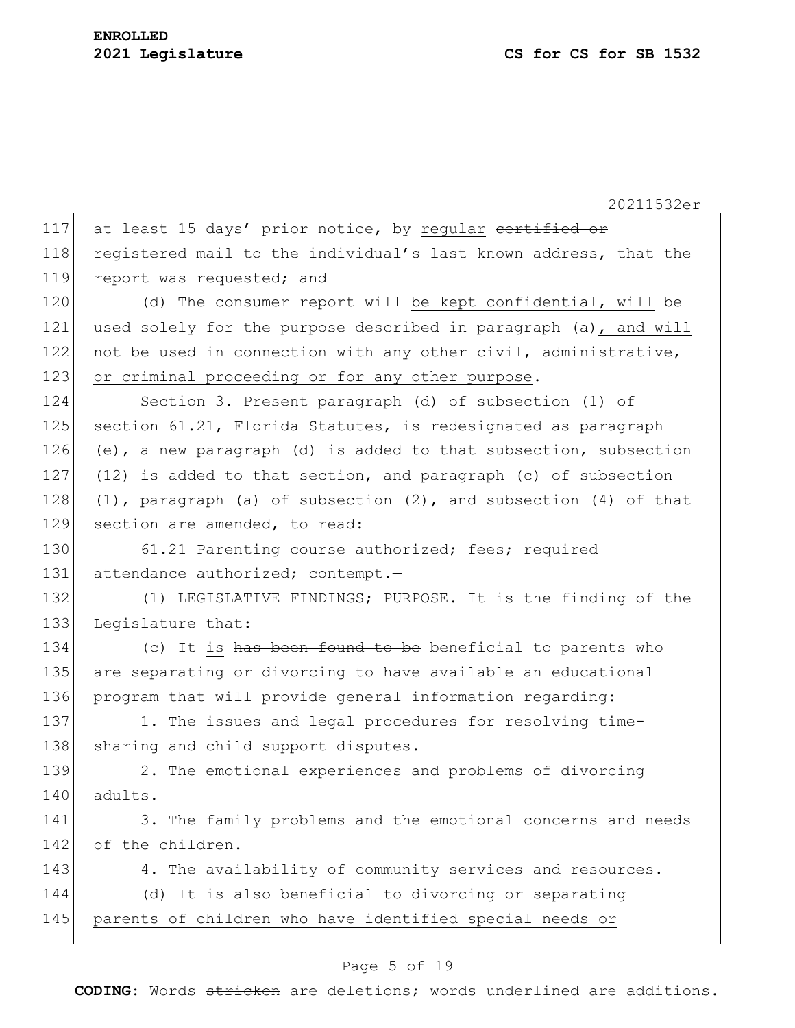at least 15 days' prior notice, by <u>regular</u> ~~certified or registered~~ mail to the individual's last known address, that the report was requested; and

(d) The consumer report will <u>be kept confidential, will</u> be used solely for the purpose described in paragraph (a)<u>, and will not be used in connection with any other civil, administrative, or criminal proceeding or for any other purpose</u>.

Section 3. Present paragraph (d) of subsection (1) of section 61.21, Florida Statutes, is redesignated as paragraph (e), a new paragraph (d) is added to that subsection, subsection (12) is added to that section, and paragraph (c) of subsection (1), paragraph (a) of subsection (2), and subsection (4) of that section are amended, to read:

61.21 Parenting course authorized; fees; required attendance authorized; contempt.—

(1) LEGISLATIVE FINDINGS; PURPOSE.—It is the finding of the Legislature that:

(c) It <u>is</u> ~~has been found to be~~ beneficial to parents who are separating or divorcing to have available an educational program that will provide general information regarding:

1. The issues and legal procedures for resolving time-sharing and child support disputes.

2. The emotional experiences and problems of divorcing adults.

3. The family problems and the emotional concerns and needs of the children.

4. The availability of community services and resources.

<u>(d) It is also beneficial to divorcing or separating parents of children who have identified special needs or</u>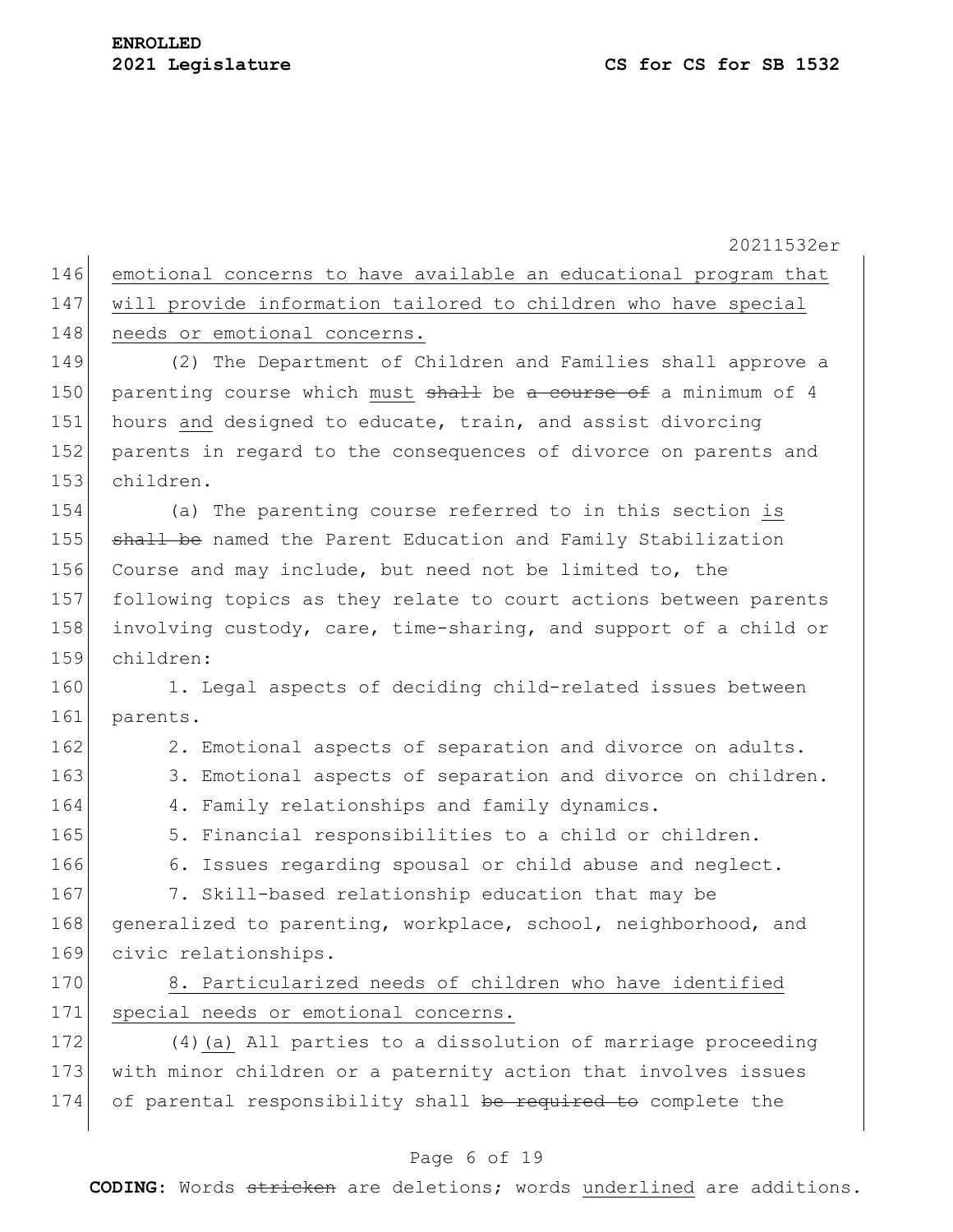emotional concerns to have available an educational program that will provide information tailored to children who have special needs or emotional concerns.

(2) The Department of Children and Families shall approve a parenting course which must ~~shall~~ be ~~a course of~~ a minimum of 4 hours and designed to educate, train, and assist divorcing parents in regard to the consequences of divorce on parents and children.

(a) The parenting course referred to in this section is ~~shall be~~ named the Parent Education and Family Stabilization Course and may include, but need not be limited to, the following topics as they relate to court actions between parents involving custody, care, time-sharing, and support of a child or children:

1. Legal aspects of deciding child-related issues between parents.
2. Emotional aspects of separation and divorce on adults.
3. Emotional aspects of separation and divorce on children.
4. Family relationships and family dynamics.
5. Financial responsibilities to a child or children.
6. Issues regarding spousal or child abuse and neglect.
7. Skill-based relationship education that may be generalized to parenting, workplace, school, neighborhood, and civic relationships.
8. Particularized needs of children who have identified special needs or emotional concerns.

(4)(a) All parties to a dissolution of marriage proceeding with minor children or a paternity action that involves issues of parental responsibility shall ~~be required to~~ complete the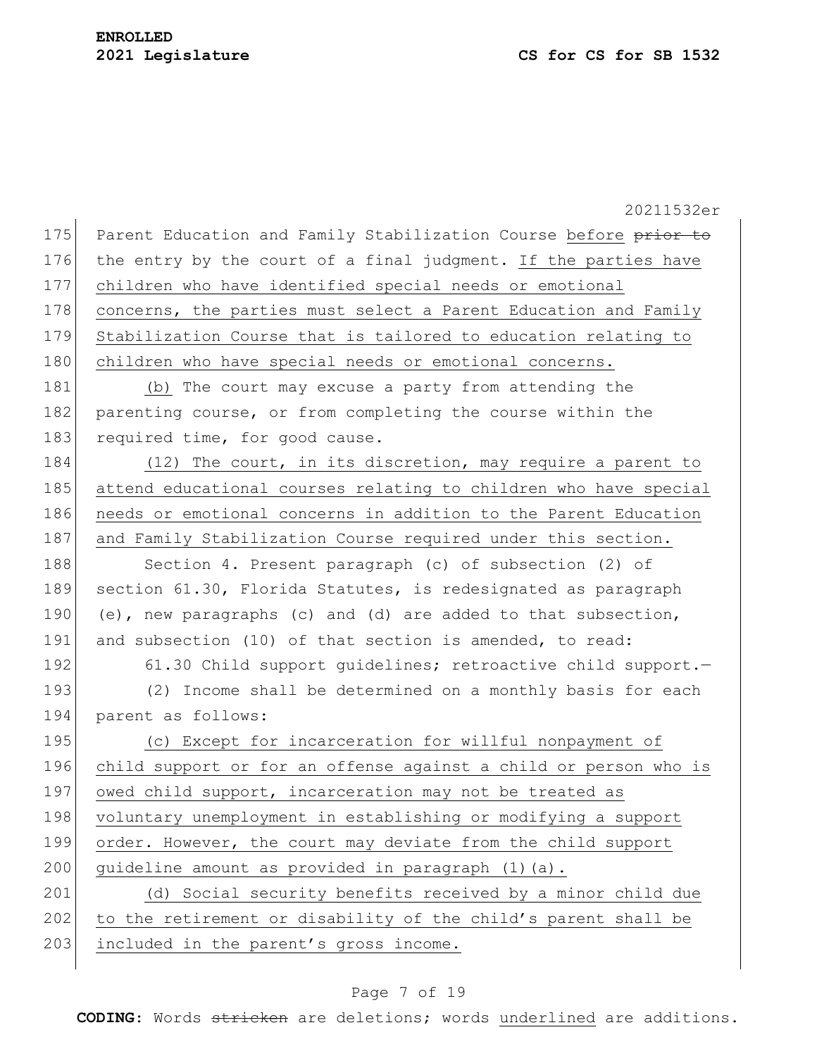Parent Education and Family Stabilization Course before ~~prior to~~ the entry by the court of a final judgment. <u>If the parties have children who have identified special needs or emotional concerns, the parties must select a Parent Education and Family Stabilization Course that is tailored to education relating to children who have special needs or emotional concerns.</u>

<u>(b)</u> The court may excuse a party from attending the parenting course, or from completing the course within the required time, for good cause.

<u>(12) The court, in its discretion, may require a parent to attend educational courses relating to children who have special needs or emotional concerns in addition to the Parent Education and Family Stabilization Course required under this section.</u>

Section 4. Present paragraph (c) of subsection (2) of section 61.30, Florida Statutes, is redesignated as paragraph (e), new paragraphs (c) and (d) are added to that subsection, and subsection (10) of that section is amended, to read:

61.30 Child support guidelines; retroactive child support.—

(2) Income shall be determined on a monthly basis for each parent as follows:

<u>(c) Except for incarceration for willful nonpayment of child support or for an offense against a child or person who is owed child support, incarceration may not be treated as voluntary unemployment in establishing or modifying a support order. However, the court may deviate from the child support guideline amount as provided in paragraph (1)(a).</u>

<u>(d) Social security benefits received by a minor child due to the retirement or disability of the child's parent shall be included in the parent's gross income.</u>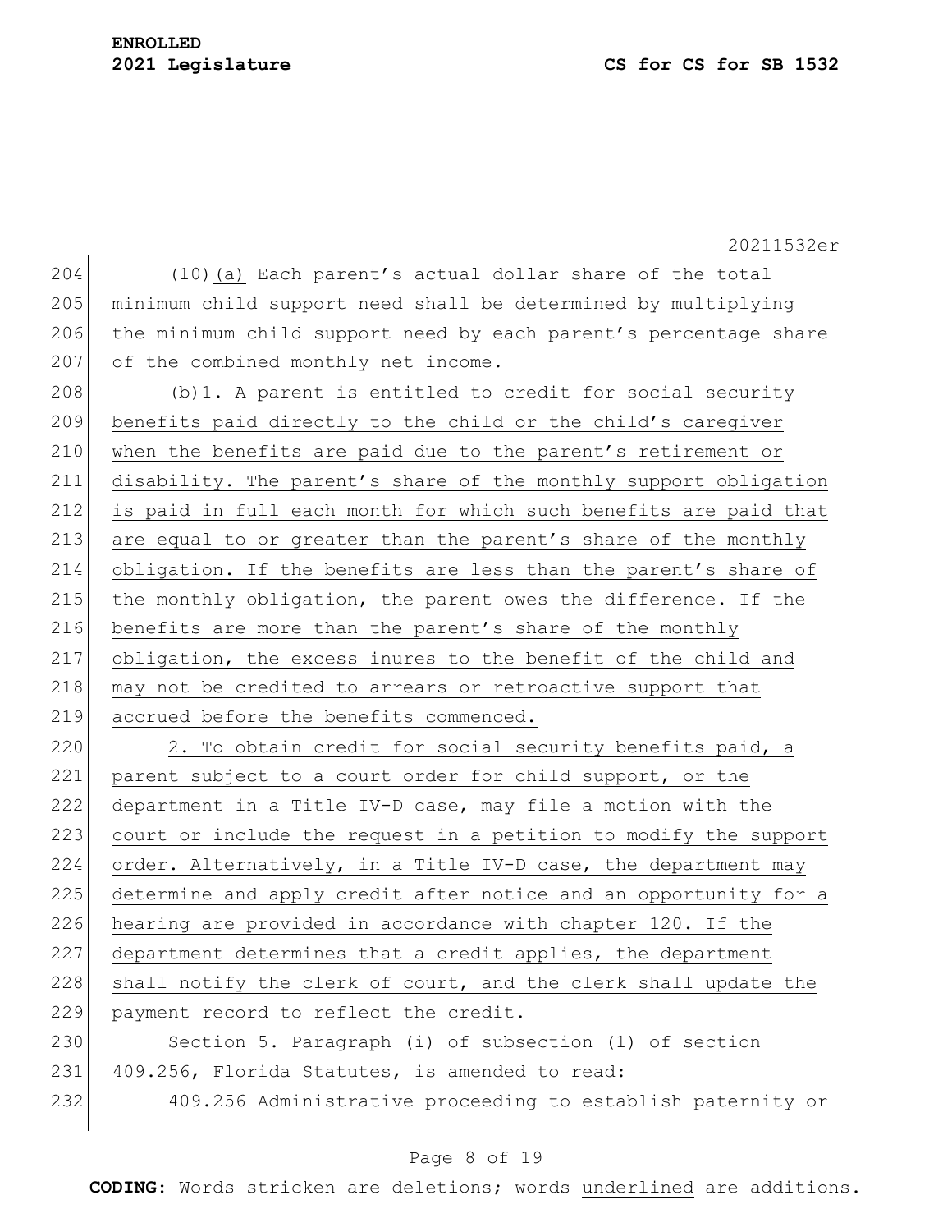(10)(a) Each parent's actual dollar share of the total minimum child support need shall be determined by multiplying the minimum child support need by each parent's percentage share of the combined monthly net income.

(b)1. A parent is entitled to credit for social security benefits paid directly to the child or the child's caregiver when the benefits are paid due to the parent's retirement or disability. The parent's share of the monthly support obligation is paid in full each month for which such benefits are paid that are equal to or greater than the parent's share of the monthly obligation. If the benefits are less than the parent's share of the monthly obligation, the parent owes the difference. If the benefits are more than the parent's share of the monthly obligation, the excess inures to the benefit of the child and may not be credited to arrears or retroactive support that accrued before the benefits commenced.

2. To obtain credit for social security benefits paid, a parent subject to a court order for child support, or the department in a Title IV-D case, may file a motion with the court or include the request in a petition to modify the support order. Alternatively, in a Title IV-D case, the department may determine and apply credit after notice and an opportunity for a hearing are provided in accordance with chapter 120. If the department determines that a credit applies, the department shall notify the clerk of court, and the clerk shall update the payment record to reflect the credit.

Section 5. Paragraph (i) of subsection (1) of section 409.256, Florida Statutes, is amended to read:

409.256 Administrative proceeding to establish paternity or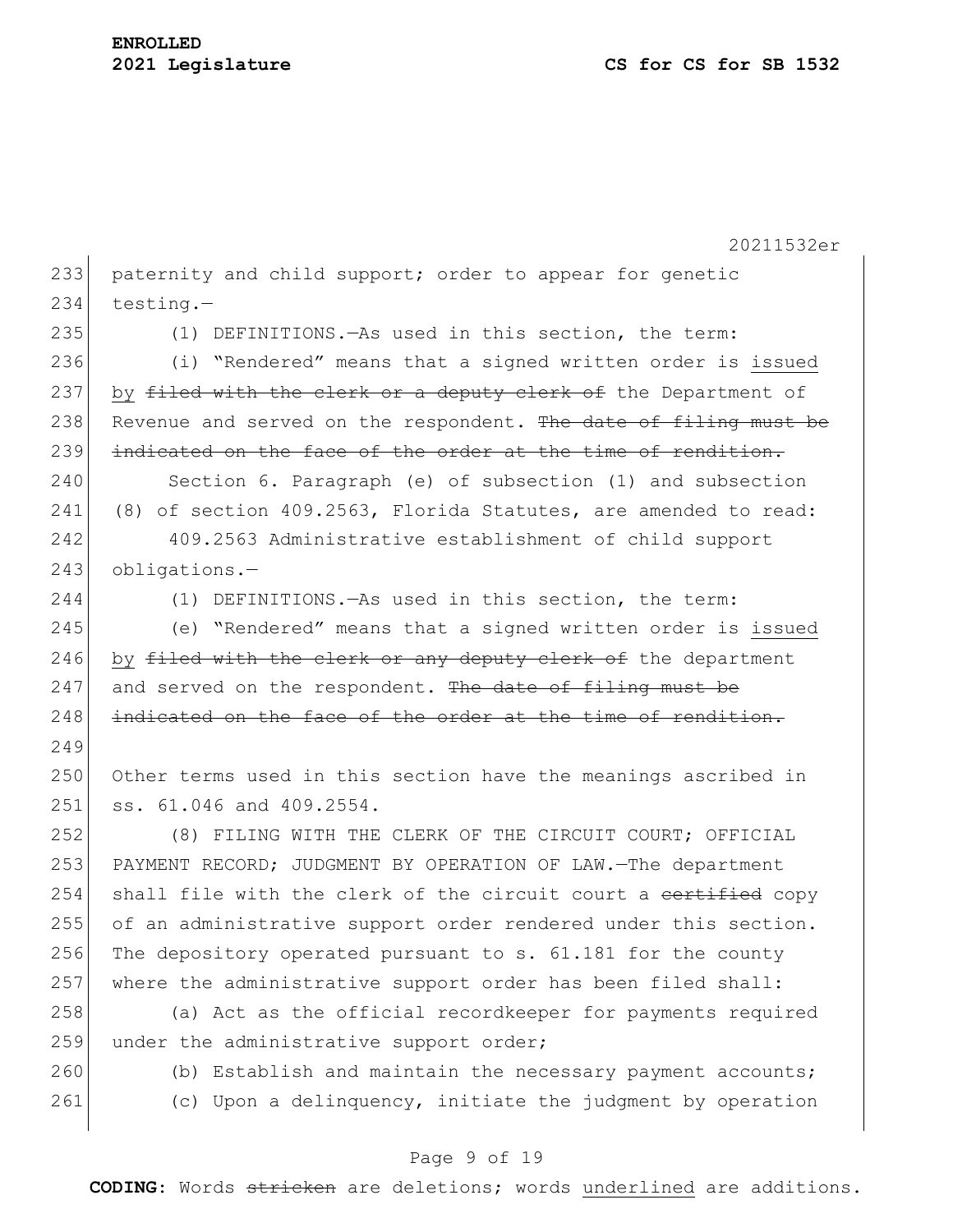paternity and child support; order to appear for genetic testing.—

(1) DEFINITIONS.—As used in this section, the term:

(i) "Rendered" means that a signed written order is issued by ~~filed with the clerk or a deputy clerk of~~ the Department of Revenue and served on the respondent. ~~The date of filing must be indicated on the face of the order at the time of rendition.~~

Section 6. Paragraph (e) of subsection (1) and subsection (8) of section 409.2563, Florida Statutes, are amended to read:

409.2563 Administrative establishment of child support obligations.—

(1) DEFINITIONS.—As used in this section, the term:

(e) "Rendered" means that a signed written order is issued by ~~filed with the clerk or any deputy clerk of~~ the department and served on the respondent. ~~The date of filing must be indicated on the face of the order at the time of rendition.~~

Other terms used in this section have the meanings ascribed in ss. 61.046 and 409.2554.

(8) FILING WITH THE CLERK OF THE CIRCUIT COURT; OFFICIAL PAYMENT RECORD; JUDGMENT BY OPERATION OF LAW.—The department shall file with the clerk of the circuit court a ~~certified~~ copy of an administrative support order rendered under this section. The depository operated pursuant to s. 61.181 for the county where the administrative support order has been filed shall:

(a) Act as the official recordkeeper for payments required under the administrative support order;

(b) Establish and maintain the necessary payment accounts;

(c) Upon a delinquency, initiate the judgment by operation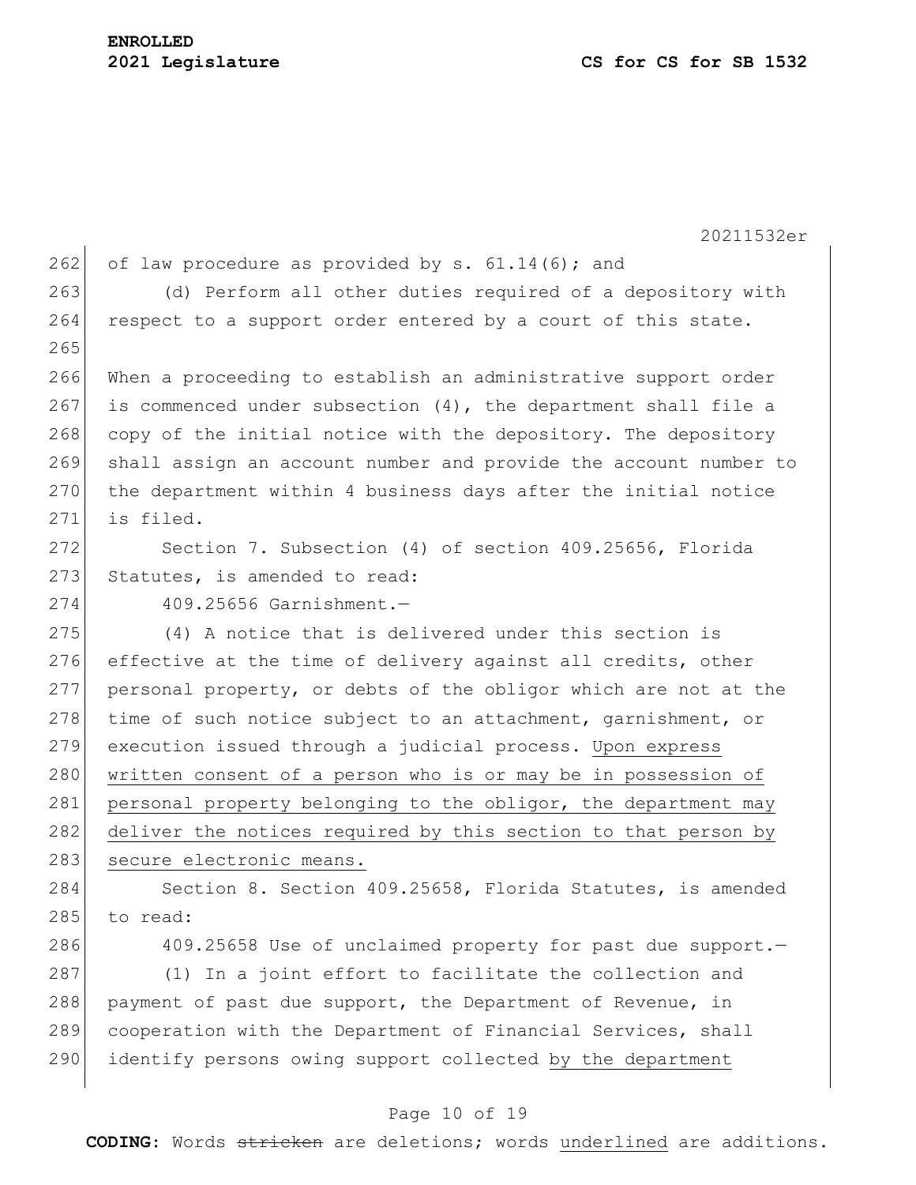of law procedure as provided by s. 61.14(6); and

(d) Perform all other duties required of a depository with respect to a support order entered by a court of this state.

When a proceeding to establish an administrative support order is commenced under subsection (4), the department shall file a copy of the initial notice with the depository. The depository shall assign an account number and provide the account number to the department within 4 business days after the initial notice is filed.

Section 7. Subsection (4) of section 409.25656, Florida Statutes, is amended to read:

409.25656 Garnishment.—

(4) A notice that is delivered under this section is effective at the time of delivery against all credits, other personal property, or debts of the obligor which are not at the time of such notice subject to an attachment, garnishment, or execution issued through a judicial process. <u>Upon express written consent of a person who is or may be in possession of personal property belonging to the obligor, the department may deliver the notices required by this section to that person by secure electronic means.</u>

Section 8. Section 409.25658, Florida Statutes, is amended to read:

409.25658 Use of unclaimed property for past due support.—

(1) In a joint effort to facilitate the collection and payment of past due support, the Department of Revenue, in cooperation with the Department of Financial Services, shall identify persons owing support collected <u>by the department</u>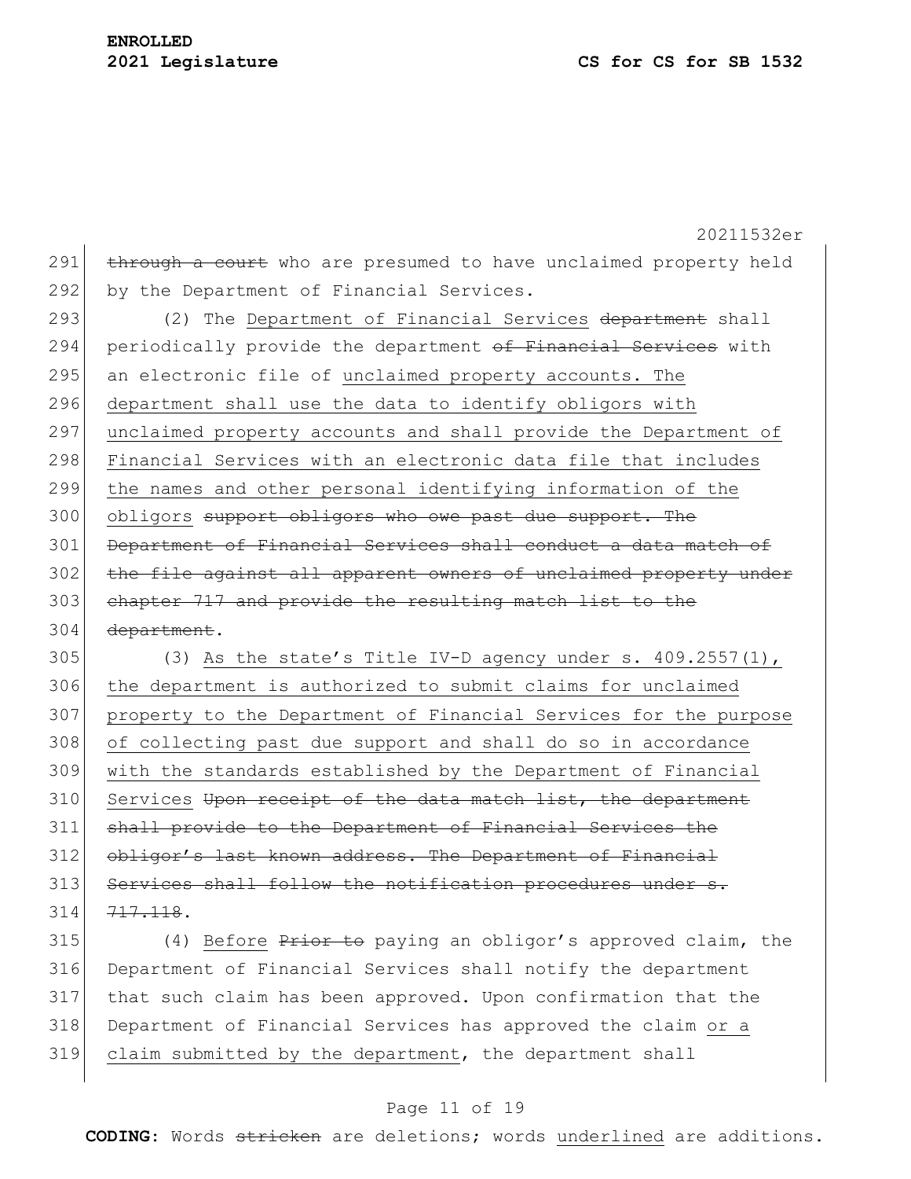~~through a court~~ who are presumed to have unclaimed property held by the Department of Financial Services.

(2) The <u>Department of Financial Services</u> ~~department~~ shall periodically provide the department ~~of Financial Services~~ with an electronic file of <u>unclaimed property accounts. The department shall use the data to identify obligors with unclaimed property accounts and shall provide the Department of Financial Services with an electronic data file that includes the names and other personal identifying information of the obligors</u> ~~support obligors who owe past due support. The Department of Financial Services shall conduct a data match of the file against all apparent owners of unclaimed property under chapter 717 and provide the resulting match list to the department~~.

(3) <u>As the state's Title IV-D agency under s. 409.2557(1), the department is authorized to submit claims for unclaimed property to the Department of Financial Services for the purpose of collecting past due support and shall do so in accordance with the standards established by the Department of Financial Services</u> ~~Upon receipt of the data match list, the department shall provide to the Department of Financial Services the obligor's last known address. The Department of Financial Services shall follow the notification procedures under s. 717.118~~.

(4) <u>Before</u> ~~Prior to~~ paying an obligor's approved claim, the Department of Financial Services shall notify the department that such claim has been approved. Upon confirmation that the Department of Financial Services has approved the claim <u>or a claim submitted by the department</u>, the department shall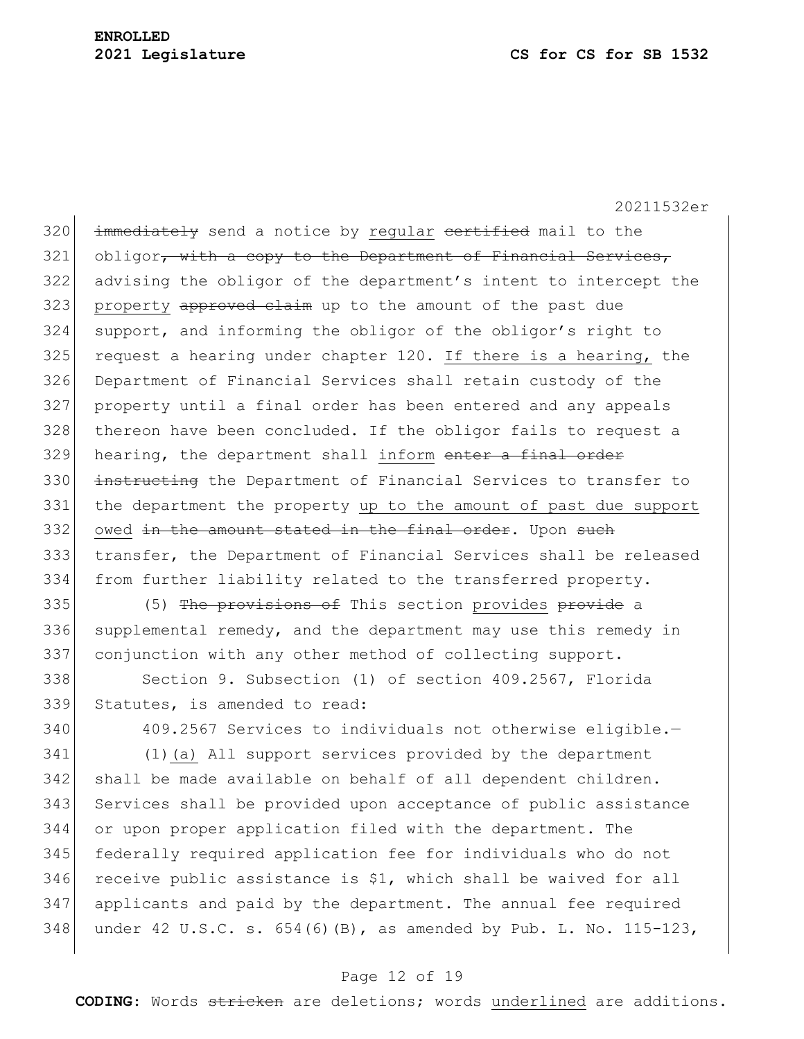~~immediately~~ send a notice by regular ~~certified~~ mail to the obligor~~, with a copy to the Department of Financial Services,~~ advising the obligor of the department's intent to intercept the property ~~approved claim~~ up to the amount of the past due support, and informing the obligor of the obligor's right to request a hearing under chapter 120. If there is a hearing, the Department of Financial Services shall retain custody of the property until a final order has been entered and any appeals thereon have been concluded. If the obligor fails to request a hearing, the department shall inform ~~enter a final order instructing~~ the Department of Financial Services to transfer to the department the property up to the amount of past due support owed ~~in the amount stated in the final order~~. Upon ~~such~~ transfer, the Department of Financial Services shall be released from further liability related to the transferred property.

(5) ~~The provisions of~~ This section provides ~~provide~~ a supplemental remedy, and the department may use this remedy in conjunction with any other method of collecting support.

Section 9. Subsection (1) of section 409.2567, Florida Statutes, is amended to read:

409.2567 Services to individuals not otherwise eligible.—

(1)(a) All support services provided by the department shall be made available on behalf of all dependent children. Services shall be provided upon acceptance of public assistance or upon proper application filed with the department. The federally required application fee for individuals who do not receive public assistance is $1, which shall be waived for all applicants and paid by the department. The annual fee required under 42 U.S.C. s. 654(6)(B), as amended by Pub. L. No. 115-123,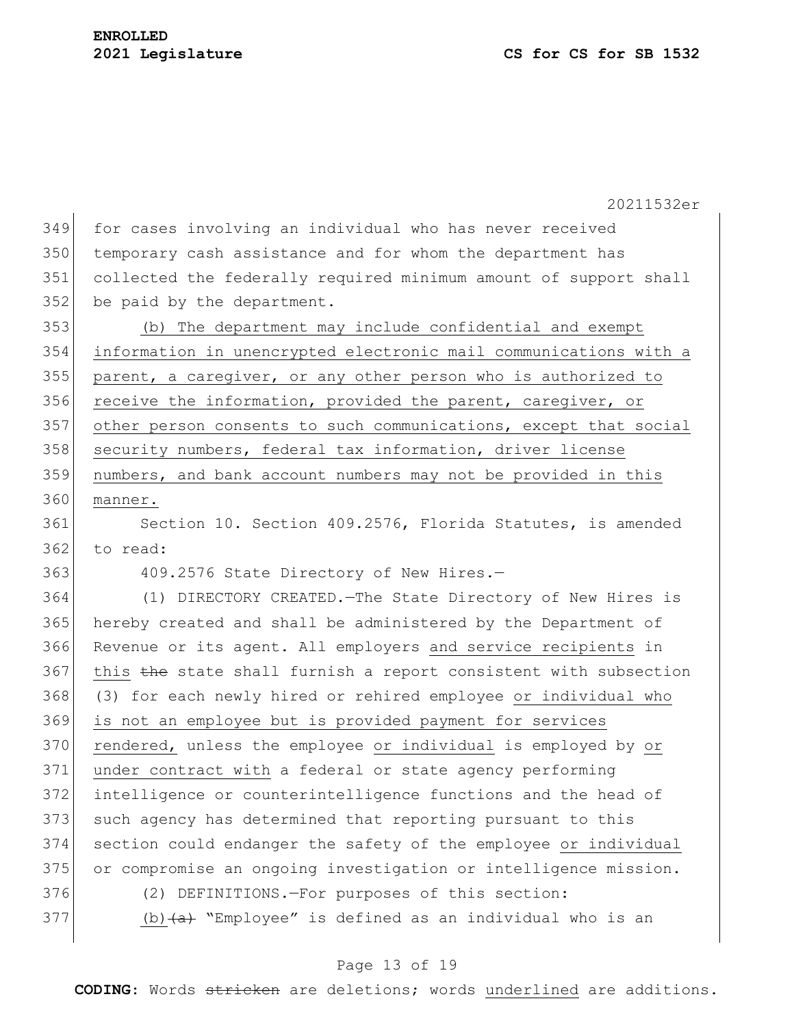for cases involving an individual who has never received temporary cash assistance and for whom the department has collected the federally required minimum amount of support shall be paid by the department.

<u>(b) The department may include confidential and exempt information in unencrypted electronic mail communications with a parent, a caregiver, or any other person who is authorized to receive the information, provided the parent, caregiver, or other person consents to such communications, except that social security numbers, federal tax information, driver license numbers, and bank account numbers may not be provided in this manner.</u>

Section 10. Section 409.2576, Florida Statutes, is amended to read:

409.2576 State Directory of New Hires.—

(1) DIRECTORY CREATED.—The State Directory of New Hires is hereby created and shall be administered by the Department of Revenue or its agent. All employers <u>and service recipients</u> in <u>this</u> ~~the~~ state shall furnish a report consistent with subsection (3) for each newly hired or rehired employee <u>or individual who is not an employee but is provided payment for services rendered,</u> unless the employee <u>or individual</u> is employed by <u>or under contract with</u> a federal or state agency performing intelligence or counterintelligence functions and the head of such agency has determined that reporting pursuant to this section could endanger the safety of the employee <u>or individual</u> or compromise an ongoing investigation or intelligence mission.

(2) DEFINITIONS.—For purposes of this section:

<u>(b)</u>~~(a)~~ "Employee" is defined as an individual who is an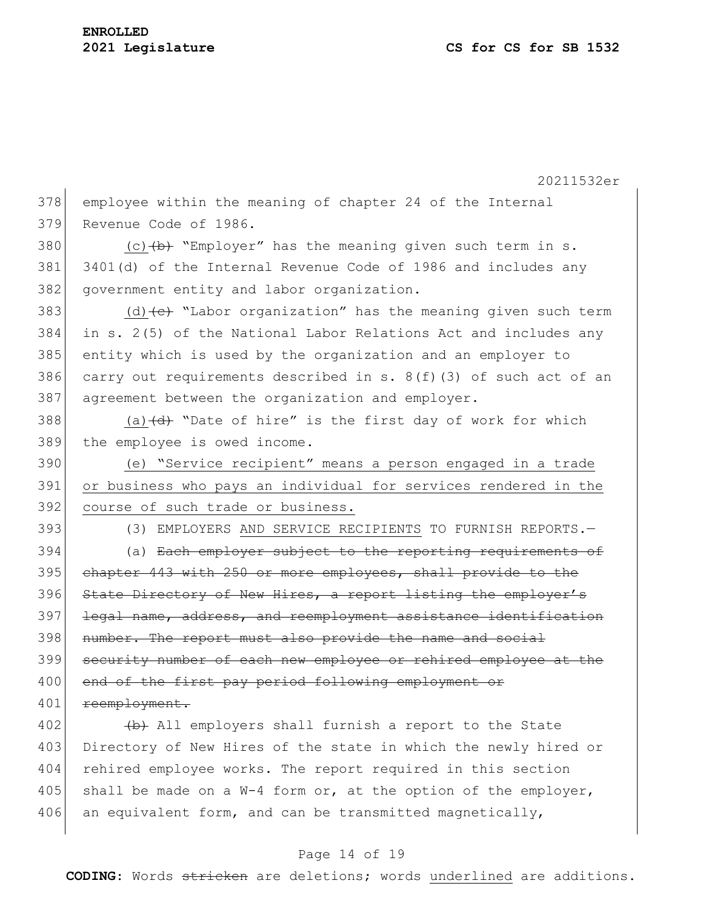employee within the meaning of chapter 24 of the Internal Revenue Code of 1986.

(c)~~(b)~~ "Employer" has the meaning given such term in s. 3401(d) of the Internal Revenue Code of 1986 and includes any government entity and labor organization.

(d)~~(c)~~ "Labor organization" has the meaning given such term in s. 2(5) of the National Labor Relations Act and includes any entity which is used by the organization and an employer to carry out requirements described in s. 8(f)(3) of such act of an agreement between the organization and employer.

(a)~~(d)~~ "Date of hire" is the first day of work for which the employee is owed income.

<u>(e) "Service recipient" means a person engaged in a trade or business who pays an individual for services rendered in the course of such trade or business.</u>

(3) EMPLOYERS <u>AND SERVICE RECIPIENTS</u> TO FURNISH REPORTS.—

(a) ~~Each employer subject to the reporting requirements of chapter 443 with 250 or more employees, shall provide to the State Directory of New Hires, a report listing the employer's legal name, address, and reemployment assistance identification number. The report must also provide the name and social security number of each new employee or rehired employee at the end of the first pay period following employment or reemployment.~~

~~(b)~~ All employers shall furnish a report to the State Directory of New Hires of the state in which the newly hired or rehired employee works. The report required in this section shall be made on a W-4 form or, at the option of the employer, an equivalent form, and can be transmitted magnetically,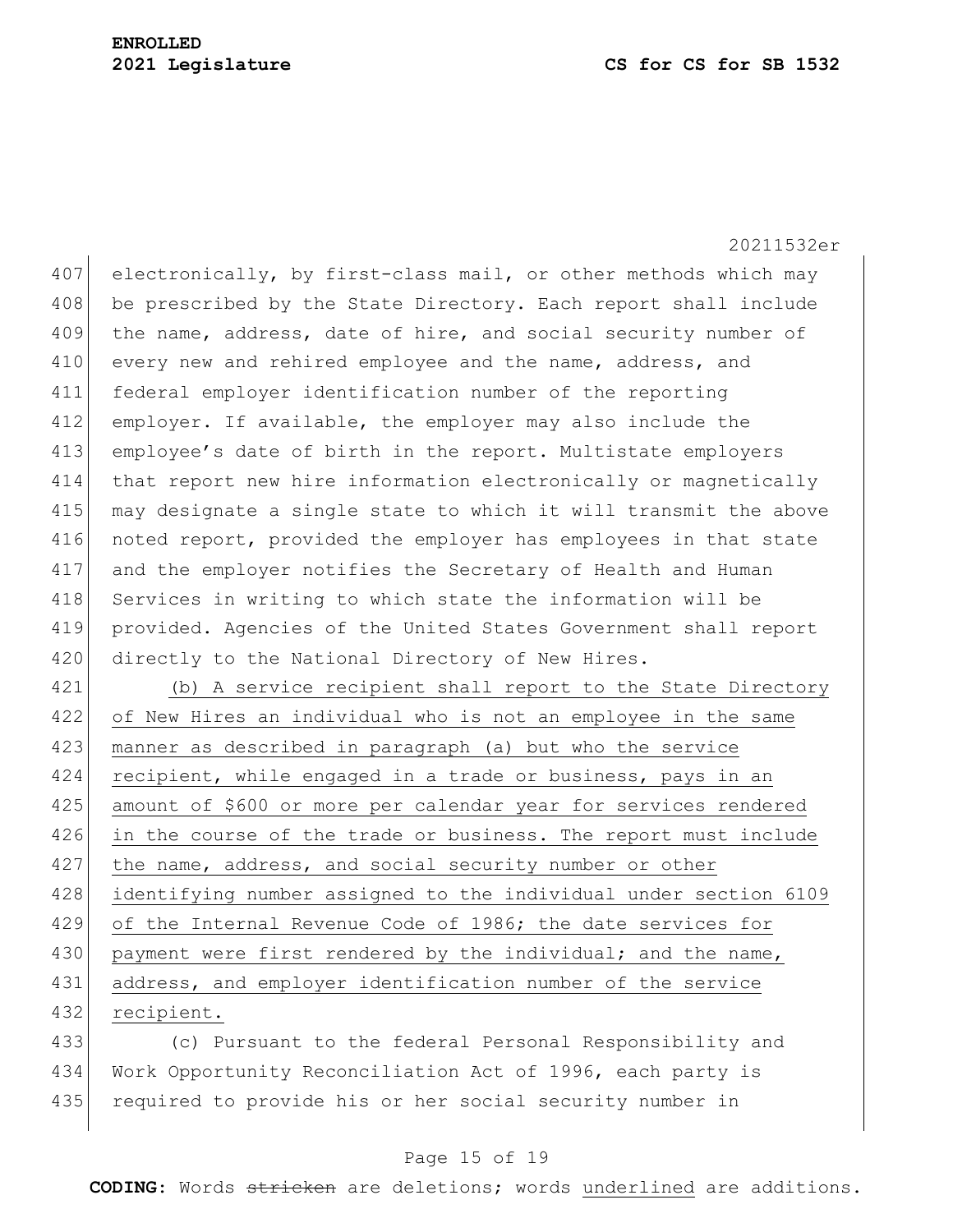electronically, by first-class mail, or other methods which may be prescribed by the State Directory. Each report shall include the name, address, date of hire, and social security number of every new and rehired employee and the name, address, and federal employer identification number of the reporting employer. If available, the employer may also include the employee's date of birth in the report. Multistate employers that report new hire information electronically or magnetically may designate a single state to which it will transmit the above noted report, provided the employer has employees in that state and the employer notifies the Secretary of Health and Human Services in writing to which state the information will be provided. Agencies of the United States Government shall report directly to the National Directory of New Hires.

(b) A service recipient shall report to the State Directory of New Hires an individual who is not an employee in the same manner as described in paragraph (a) but who the service recipient, while engaged in a trade or business, pays in an amount of $600 or more per calendar year for services rendered in the course of the trade or business. The report must include the name, address, and social security number or other identifying number assigned to the individual under section 6109 of the Internal Revenue Code of 1986; the date services for payment were first rendered by the individual; and the name, address, and employer identification number of the service recipient.

(c) Pursuant to the federal Personal Responsibility and Work Opportunity Reconciliation Act of 1996, each party is required to provide his or her social security number in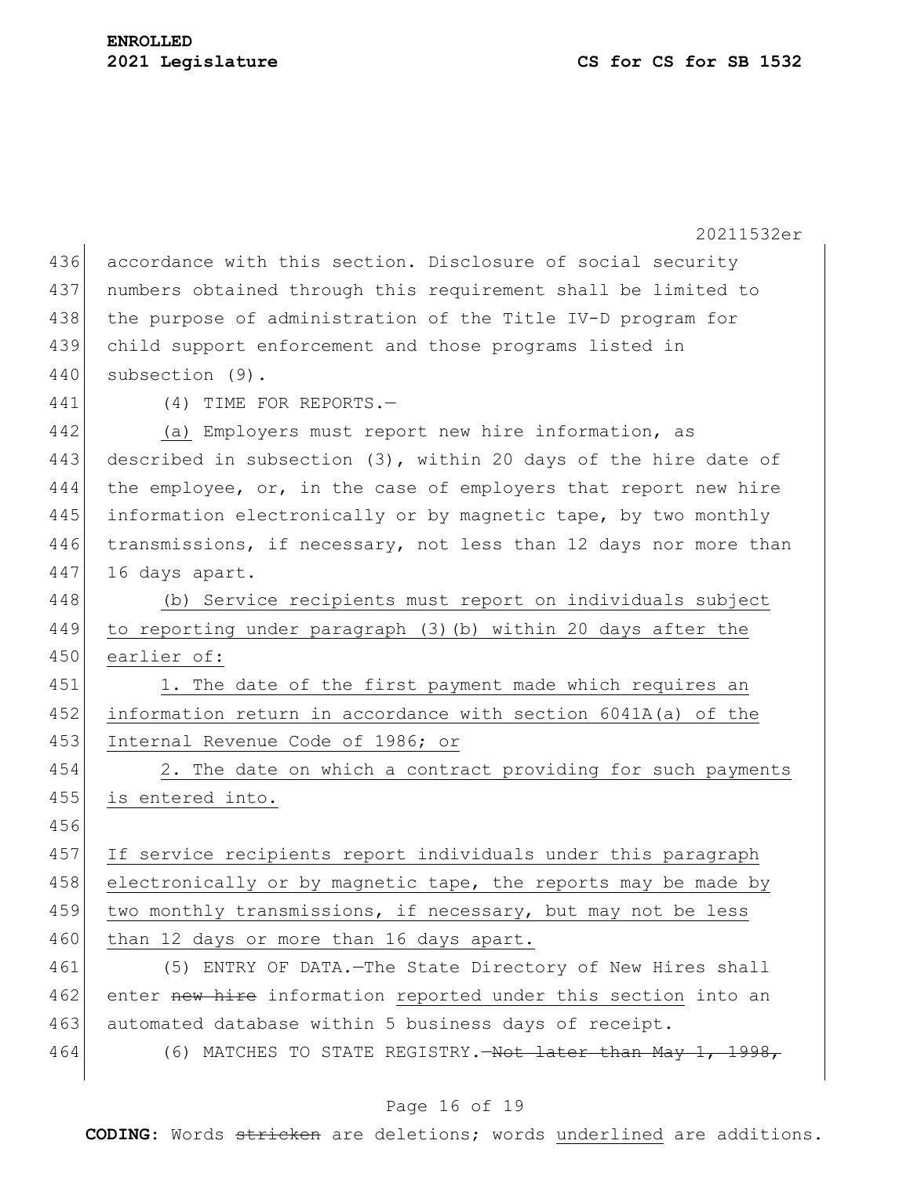accordance with this section. Disclosure of social security numbers obtained through this requirement shall be limited to the purpose of administration of the Title IV-D program for child support enforcement and those programs listed in subsection (9).

(4) TIME FOR REPORTS.—

(a) Employers must report new hire information, as described in subsection (3), within 20 days of the hire date of the employee, or, in the case of employers that report new hire information electronically or by magnetic tape, by two monthly transmissions, if necessary, not less than 12 days nor more than 16 days apart.

(b) Service recipients must report on individuals subject to reporting under paragraph (3)(b) within 20 days after the earlier of:

1. The date of the first payment made which requires an information return in accordance with section 6041A(a) of the Internal Revenue Code of 1986; or

2. The date on which a contract providing for such payments is entered into.

If service recipients report individuals under this paragraph electronically or by magnetic tape, the reports may be made by two monthly transmissions, if necessary, but may not be less than 12 days or more than 16 days apart.

(5) ENTRY OF DATA.—The State Directory of New Hires shall enter ~~new hire~~ information reported under this section into an automated database within 5 business days of receipt.

(6) MATCHES TO STATE REGISTRY.—~~Not later than May 1, 1998,~~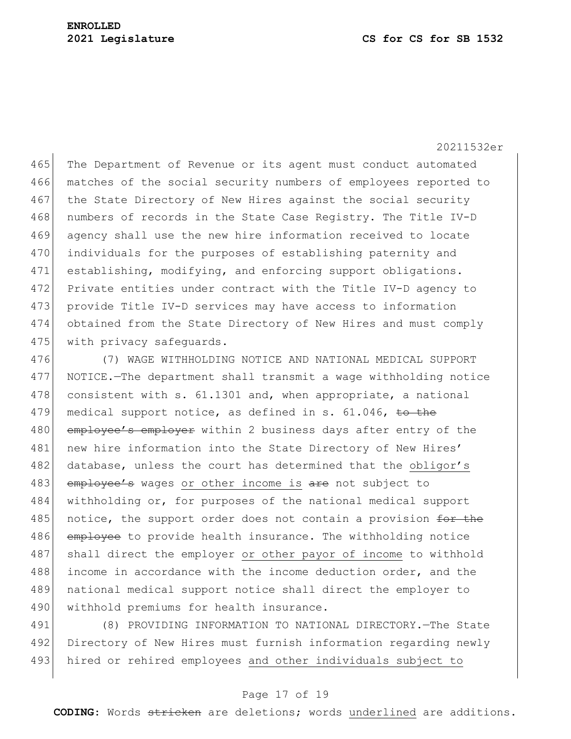The Department of Revenue or its agent must conduct automated matches of the social security numbers of employees reported to the State Directory of New Hires against the social security numbers of records in the State Case Registry. The Title IV-D agency shall use the new hire information received to locate individuals for the purposes of establishing paternity and establishing, modifying, and enforcing support obligations. Private entities under contract with the Title IV-D agency to provide Title IV-D services may have access to information obtained from the State Directory of New Hires and must comply with privacy safeguards.

(7) WAGE WITHHOLDING NOTICE AND NATIONAL MEDICAL SUPPORT NOTICE.—The department shall transmit a wage withholding notice consistent with s. 61.1301 and, when appropriate, a national medical support notice, as defined in s. 61.046, ~~to the employee's employer~~ within 2 business days after entry of the new hire information into the State Directory of New Hires' database, unless the court has determined that the obligor's ~~employee's~~ wages or other income is ~~are~~ not subject to withholding or, for purposes of the national medical support notice, the support order does not contain a provision ~~for the employee~~ to provide health insurance. The withholding notice shall direct the employer or other payor of income to withhold income in accordance with the income deduction order, and the national medical support notice shall direct the employer to withhold premiums for health insurance.

(8) PROVIDING INFORMATION TO NATIONAL DIRECTORY.—The State Directory of New Hires must furnish information regarding newly hired or rehired employees and other individuals subject to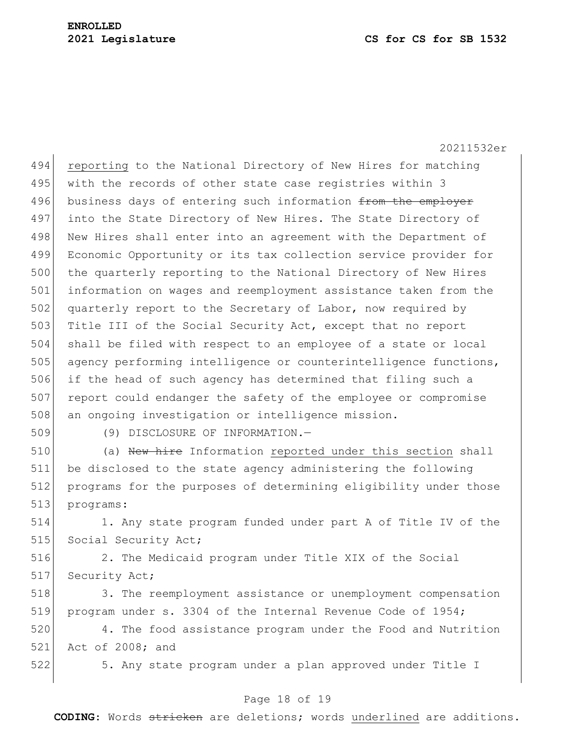reporting to the National Directory of New Hires for matching with the records of other state case registries within 3 business days of entering such information ~~from the employer~~ into the State Directory of New Hires. The State Directory of New Hires shall enter into an agreement with the Department of Economic Opportunity or its tax collection service provider for the quarterly reporting to the National Directory of New Hires information on wages and reemployment assistance taken from the quarterly report to the Secretary of Labor, now required by Title III of the Social Security Act, except that no report shall be filed with respect to an employee of a state or local agency performing intelligence or counterintelligence functions, if the head of such agency has determined that filing such a report could endanger the safety of the employee or compromise an ongoing investigation or intelligence mission.

(9) DISCLOSURE OF INFORMATION.—

(a) ~~New hire~~ Information <u>reported under this section</u> shall be disclosed to the state agency administering the following programs for the purposes of determining eligibility under those programs:

1. Any state program funded under part A of Title IV of the Social Security Act;

2. The Medicaid program under Title XIX of the Social Security Act;

3. The reemployment assistance or unemployment compensation program under s. 3304 of the Internal Revenue Code of 1954;

4. The food assistance program under the Food and Nutrition Act of 2008; and

5. Any state program under a plan approved under Title I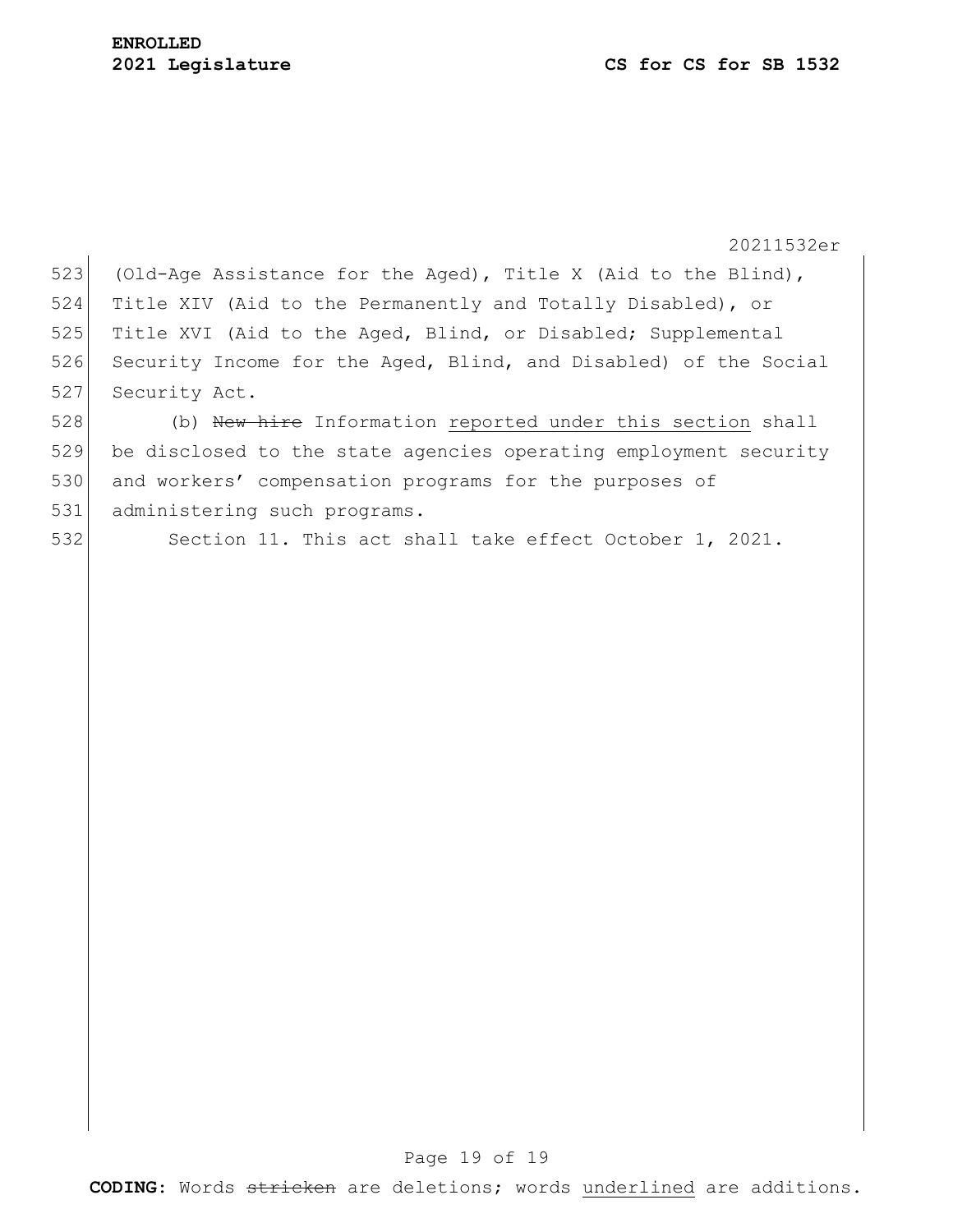(Old-Age Assistance for the Aged), Title X (Aid to the Blind), Title XIV (Aid to the Permanently and Totally Disabled), or Title XVI (Aid to the Aged, Blind, or Disabled; Supplemental Security Income for the Aged, Blind, and Disabled) of the Social Security Act.

(b) ~~New hire~~ Information <u>reported under this section</u> shall be disclosed to the state agencies operating employment security and workers' compensation programs for the purposes of administering such programs.

Section 11. This act shall take effect October 1, 2021.

**CODING:** Words ~~stricken~~ are deletions; words <u>underlined</u> are additions.